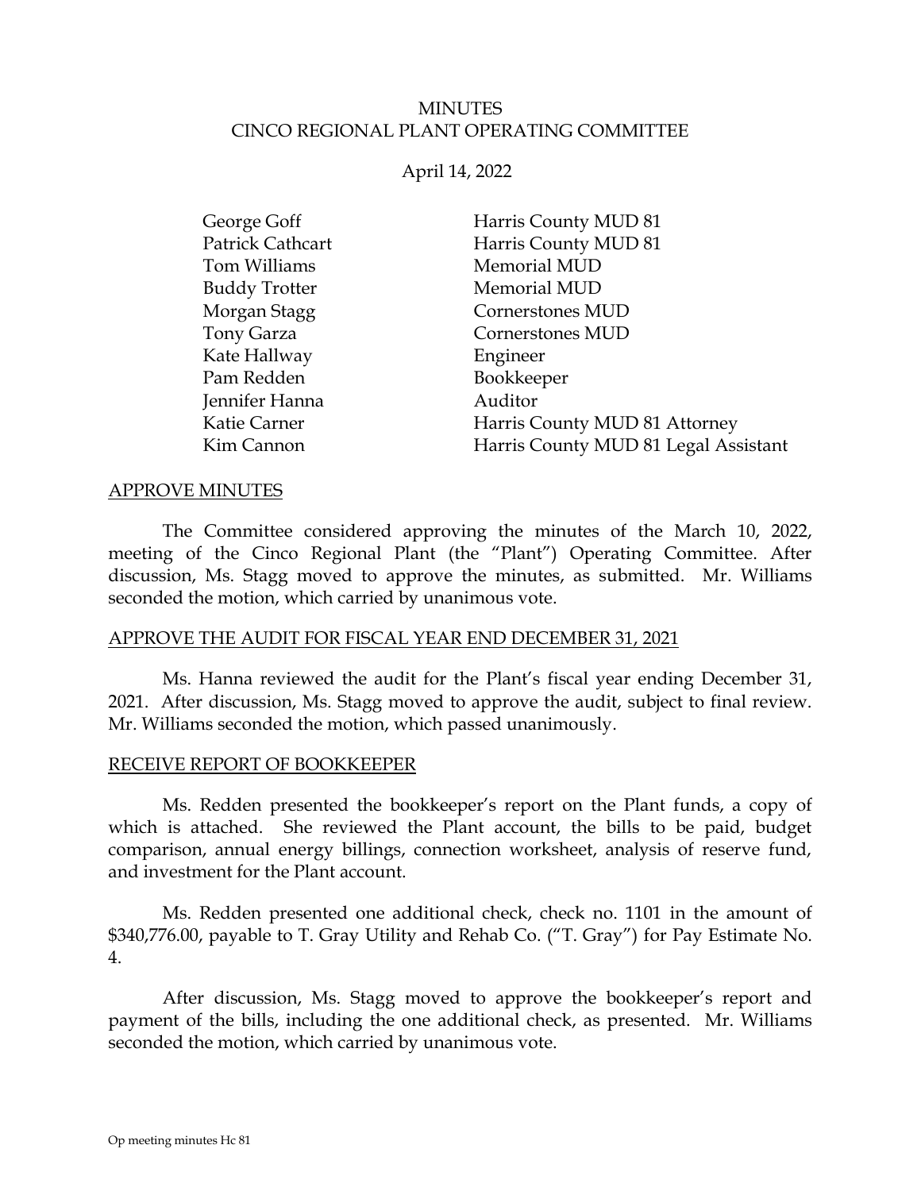MINUTES
CINCO REGIONAL PLANT OPERATING COMMITTEE

April 14, 2022

| | |
|---|---|
| George Goff | Harris County MUD 81 |
| Patrick Cathcart | Harris County MUD 81 |
| Tom Williams | Memorial MUD |
| Buddy Trotter | Memorial MUD |
| Morgan Stagg | Cornerstones MUD |
| Tony Garza | Cornerstones MUD |
| Kate Hallway | Engineer |
| Pam Redden | Bookkeeper |
| Jennifer Hanna | Auditor |
| Katie Carner | Harris County MUD 81 Attorney |
| Kim Cannon | Harris County MUD 81 Legal Assistant |

APPROVE MINUTES

The Committee considered approving the minutes of the March 10, 2022, meeting of the Cinco Regional Plant (the "Plant") Operating Committee. After discussion, Ms. Stagg moved to approve the minutes, as submitted. Mr. Williams seconded the motion, which carried by unanimous vote.

APPROVE THE AUDIT FOR FISCAL YEAR END DECEMBER 31, 2021

Ms. Hanna reviewed the audit for the Plant's fiscal year ending December 31, 2021. After discussion, Ms. Stagg moved to approve the audit, subject to final review. Mr. Williams seconded the motion, which passed unanimously.

RECEIVE REPORT OF BOOKKEEPER

Ms. Redden presented the bookkeeper's report on the Plant funds, a copy of which is attached. She reviewed the Plant account, the bills to be paid, budget comparison, annual energy billings, connection worksheet, analysis of reserve fund, and investment for the Plant account.

Ms. Redden presented one additional check, check no. 1101 in the amount of $340,776.00, payable to T. Gray Utility and Rehab Co. ("T. Gray") for Pay Estimate No. 4.

After discussion, Ms. Stagg moved to approve the bookkeeper's report and payment of the bills, including the one additional check, as presented. Mr. Williams seconded the motion, which carried by unanimous vote.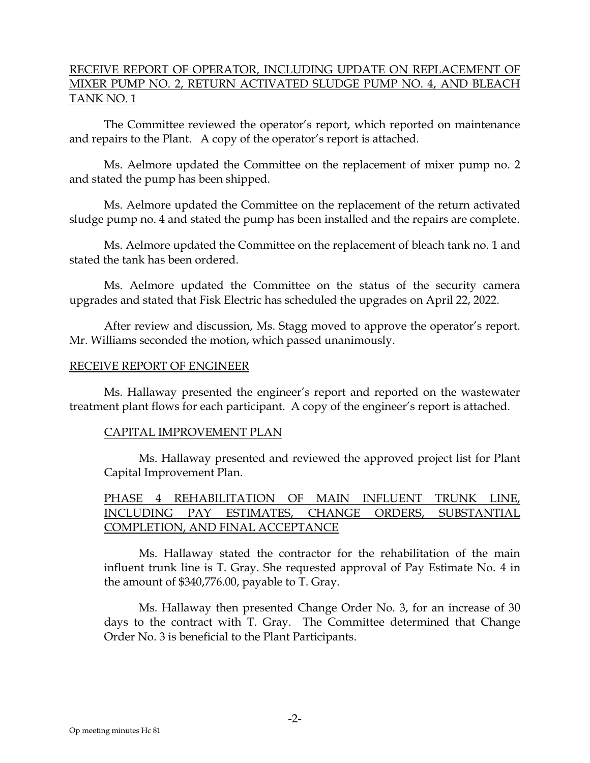RECEIVE REPORT OF OPERATOR, INCLUDING UPDATE ON REPLACEMENT OF MIXER PUMP NO. 2, RETURN ACTIVATED SLUDGE PUMP NO. 4, AND BLEACH TANK NO. 1

The Committee reviewed the operator's report, which reported on maintenance and repairs to the Plant. A copy of the operator's report is attached.

Ms. Aelmore updated the Committee on the replacement of mixer pump no. 2 and stated the pump has been shipped.

Ms. Aelmore updated the Committee on the replacement of the return activated sludge pump no. 4 and stated the pump has been installed and the repairs are complete.

Ms. Aelmore updated the Committee on the replacement of bleach tank no. 1 and stated the tank has been ordered.

Ms. Aelmore updated the Committee on the status of the security camera upgrades and stated that Fisk Electric has scheduled the upgrades on April 22, 2022.

After review and discussion, Ms. Stagg moved to approve the operator's report. Mr. Williams seconded the motion, which passed unanimously.

RECEIVE REPORT OF ENGINEER

Ms. Hallaway presented the engineer's report and reported on the wastewater treatment plant flows for each participant. A copy of the engineer's report is attached.

CAPITAL IMPROVEMENT PLAN

Ms. Hallaway presented and reviewed the approved project list for Plant Capital Improvement Plan.

PHASE 4 REHABILITATION OF MAIN INFLUENT TRUNK LINE, INCLUDING PAY ESTIMATES, CHANGE ORDERS, SUBSTANTIAL COMPLETION, AND FINAL ACCEPTANCE

Ms. Hallaway stated the contractor for the rehabilitation of the main influent trunk line is T. Gray. She requested approval of Pay Estimate No. 4 in the amount of $340,776.00, payable to T. Gray.

Ms. Hallaway then presented Change Order No. 3, for an increase of 30 days to the contract with T. Gray. The Committee determined that Change Order No. 3 is beneficial to the Plant Participants.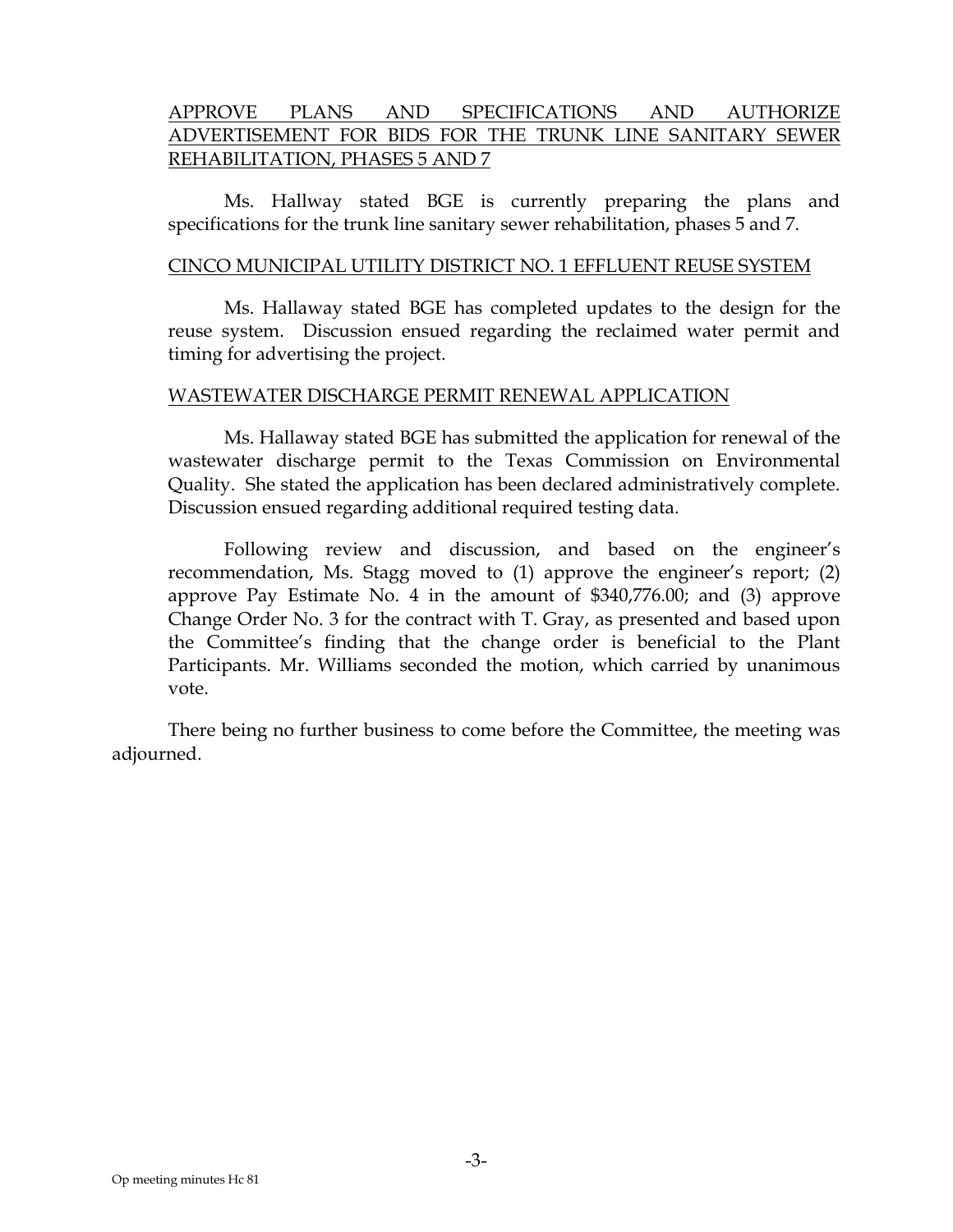APPROVE PLANS AND SPECIFICATIONS AND AUTHORIZE ADVERTISEMENT FOR BIDS FOR THE TRUNK LINE SANITARY SEWER REHABILITATION, PHASES 5 AND 7

Ms. Hallway stated BGE is currently preparing the plans and specifications for the trunk line sanitary sewer rehabilitation, phases 5 and 7.

CINCO MUNICIPAL UTILITY DISTRICT NO. 1 EFFLUENT REUSE SYSTEM

Ms. Hallaway stated BGE has completed updates to the design for the reuse system. Discussion ensued regarding the reclaimed water permit and timing for advertising the project.

WASTEWATER DISCHARGE PERMIT RENEWAL APPLICATION

Ms. Hallaway stated BGE has submitted the application for renewal of the wastewater discharge permit to the Texas Commission on Environmental Quality. She stated the application has been declared administratively complete. Discussion ensued regarding additional required testing data.

Following review and discussion, and based on the engineer's recommendation, Ms. Stagg moved to (1) approve the engineer's report; (2) approve Pay Estimate No. 4 in the amount of $340,776.00; and (3) approve Change Order No. 3 for the contract with T. Gray, as presented and based upon the Committee's finding that the change order is beneficial to the Plant Participants. Mr. Williams seconded the motion, which carried by unanimous vote.

There being no further business to come before the Committee, the meeting was adjourned.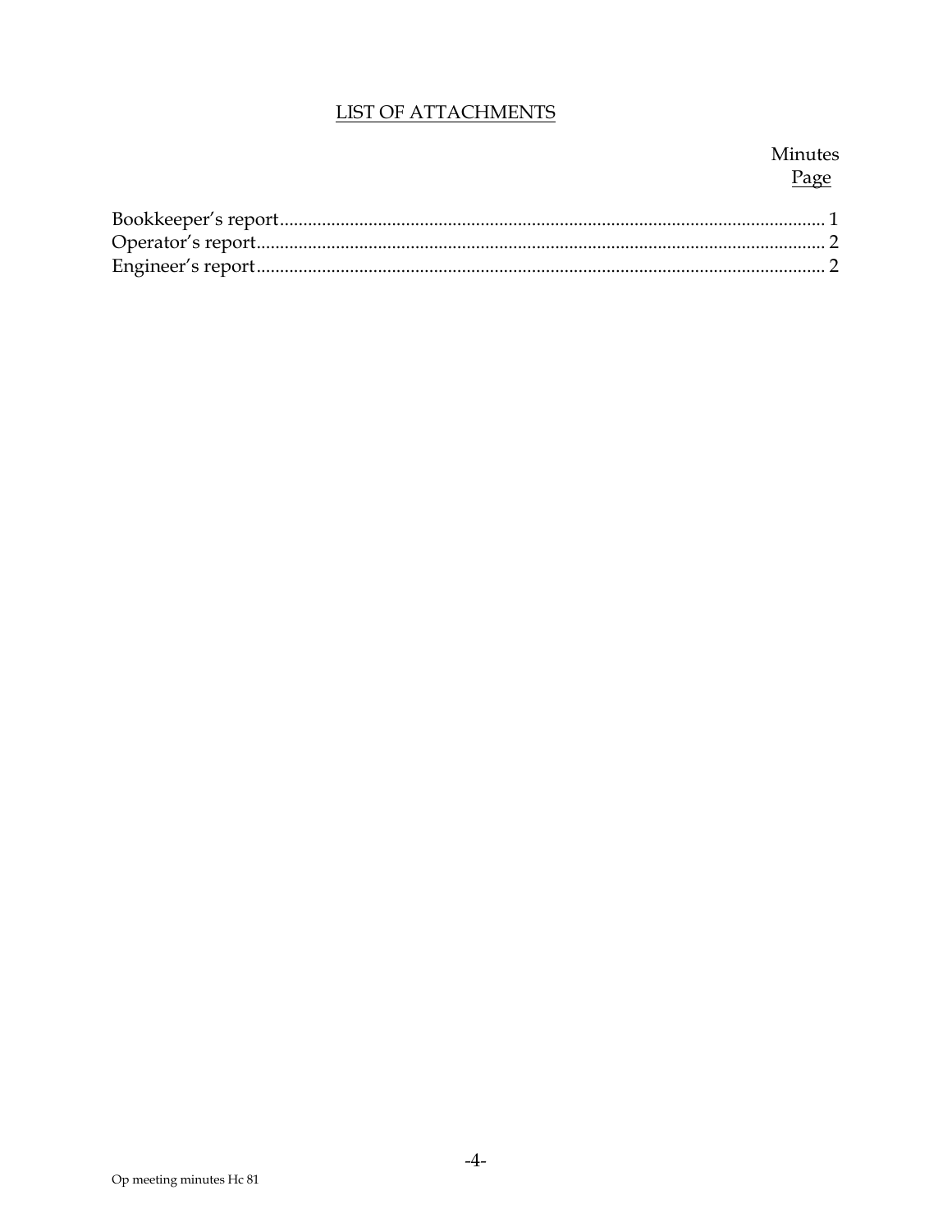## LIST OF ATTACHMENTS

| | Minutes Page |
|---|---|
| Bookkeeper's report | 1 |
| Operator's report | 2 |
| Engineer's report | 2 |